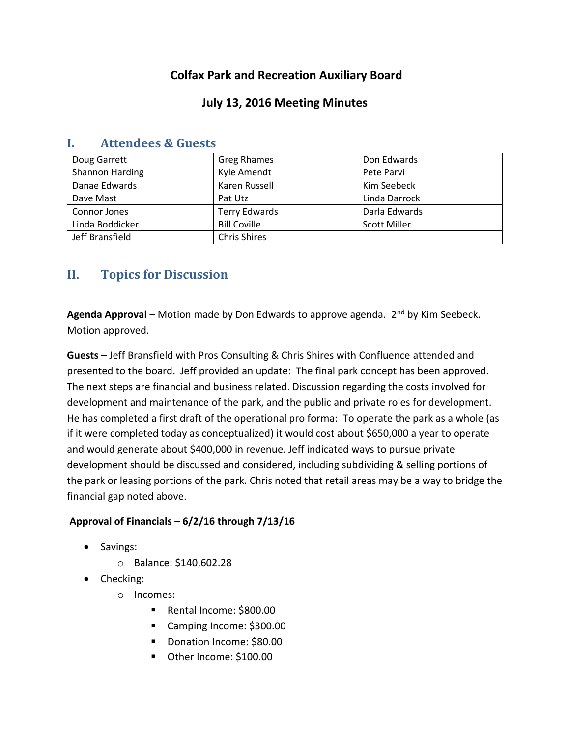# Colfax Park and Recreation Auxiliary Board

## July 13, 2016 Meeting Minutes

## I. Attendees & Guests

| | | |
|---|---|---|
| Doug Garrett | Greg Rhames | Don Edwards |
| Shannon Harding | Kyle Amendt | Pete Parvi |
| Danae Edwards | Karen Russell | Kim Seebeck |
| Dave Mast | Pat Utz | Linda Darrock |
| Connor Jones | Terry Edwards | Darla Edwards |
| Linda Boddicker | Bill Coville | Scott Miller |
| Jeff Bransfield | Chris Shires | |

## II. Topics for Discussion

**Agenda Approval –** Motion made by Don Edwards to approve agenda. 2nd by Kim Seebeck. Motion approved.

**Guests –** Jeff Bransfield with Pros Consulting & Chris Shires with Confluence attended and presented to the board. Jeff provided an update: The final park concept has been approved. The next steps are financial and business related. Discussion regarding the costs involved for development and maintenance of the park, and the public and private roles for development. He has completed a first draft of the operational pro forma: To operate the park as a whole (as if it were completed today as conceptualized) it would cost about $650,000 a year to operate and would generate about $400,000 in revenue. Jeff indicated ways to pursue private development should be discussed and considered, including subdividing & selling portions of the park or leasing portions of the park. Chris noted that retail areas may be a way to bridge the financial gap noted above.

**Approval of Financials – 6/2/16 through 7/13/16**

- Savings:
  - Balance: $140,602.28
- Checking:
  - Incomes:
    - Rental Income: $800.00
    - Camping Income: $300.00
    - Donation Income: $80.00
    - Other Income: $100.00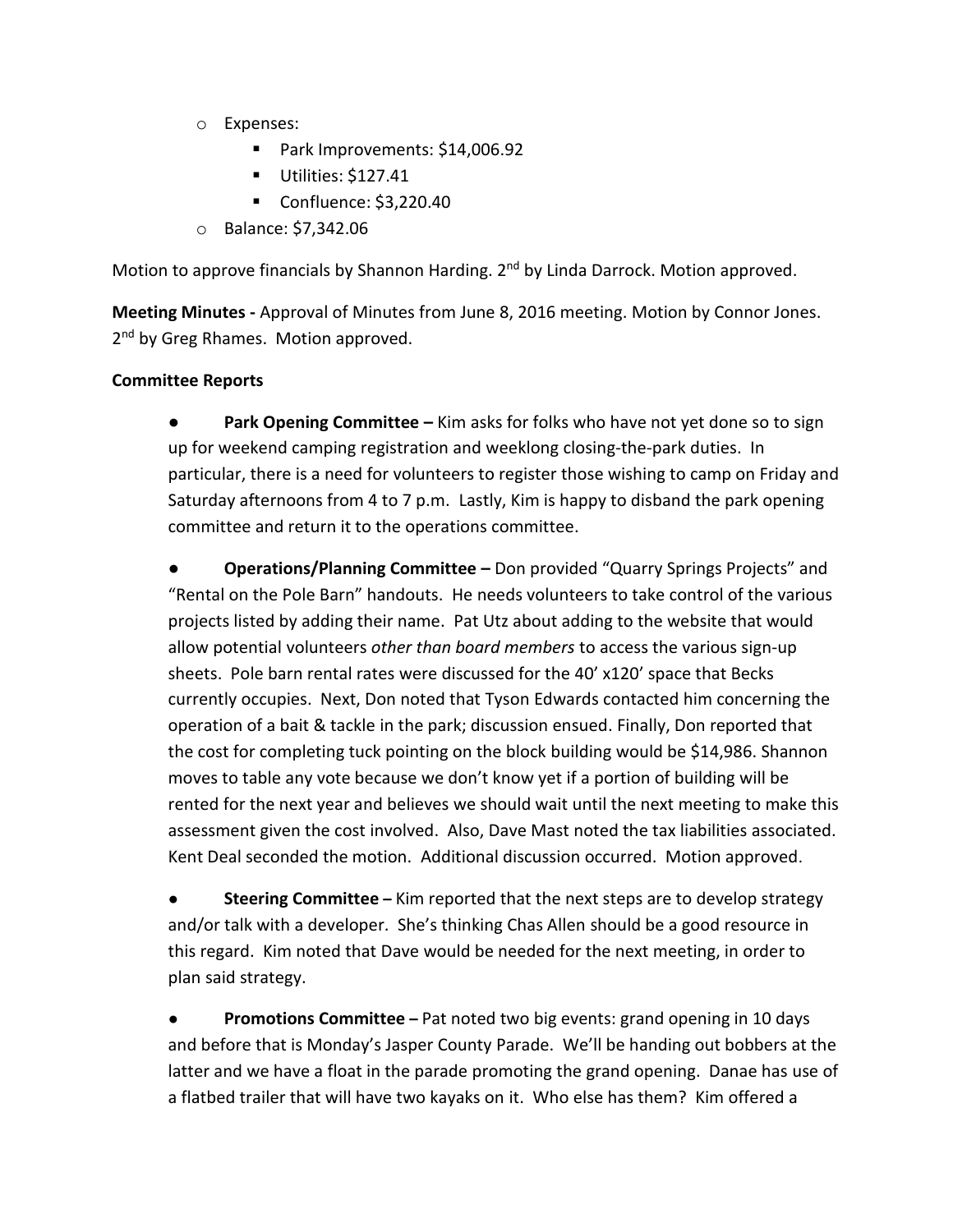- Expenses:
  - Park Improvements: $14,006.92
  - Utilities: $127.41
  - Confluence: $3,220.40
- Balance: $7,342.06

Motion to approve financials by Shannon Harding. 2nd by Linda Darrock. Motion approved.

**Meeting Minutes -** Approval of Minutes from June 8, 2016 meeting. Motion by Connor Jones. 2nd by Greg Rhames. Motion approved.

**Committee Reports**

- **Park Opening Committee –** Kim asks for folks who have not yet done so to sign up for weekend camping registration and weeklong closing-the-park duties. In particular, there is a need for volunteers to register those wishing to camp on Friday and Saturday afternoons from 4 to 7 p.m. Lastly, Kim is happy to disband the park opening committee and return it to the operations committee.

- **Operations/Planning Committee –** Don provided "Quarry Springs Projects" and "Rental on the Pole Barn" handouts. He needs volunteers to take control of the various projects listed by adding their name. Pat Utz about adding to the website that would allow potential volunteers *other than board members* to access the various sign-up sheets. Pole barn rental rates were discussed for the 40' x120' space that Becks currently occupies. Next, Don noted that Tyson Edwards contacted him concerning the operation of a bait & tackle in the park; discussion ensued. Finally, Don reported that the cost for completing tuck pointing on the block building would be $14,986. Shannon moves to table any vote because we don't know yet if a portion of building will be rented for the next year and believes we should wait until the next meeting to make this assessment given the cost involved. Also, Dave Mast noted the tax liabilities associated. Kent Deal seconded the motion. Additional discussion occurred. Motion approved.

- **Steering Committee –** Kim reported that the next steps are to develop strategy and/or talk with a developer. She's thinking Chas Allen should be a good resource in this regard. Kim noted that Dave would be needed for the next meeting, in order to plan said strategy.

- **Promotions Committee –** Pat noted two big events: grand opening in 10 days and before that is Monday's Jasper County Parade. We'll be handing out bobbers at the latter and we have a float in the parade promoting the grand opening. Danae has use of a flatbed trailer that will have two kayaks on it. Who else has them? Kim offered a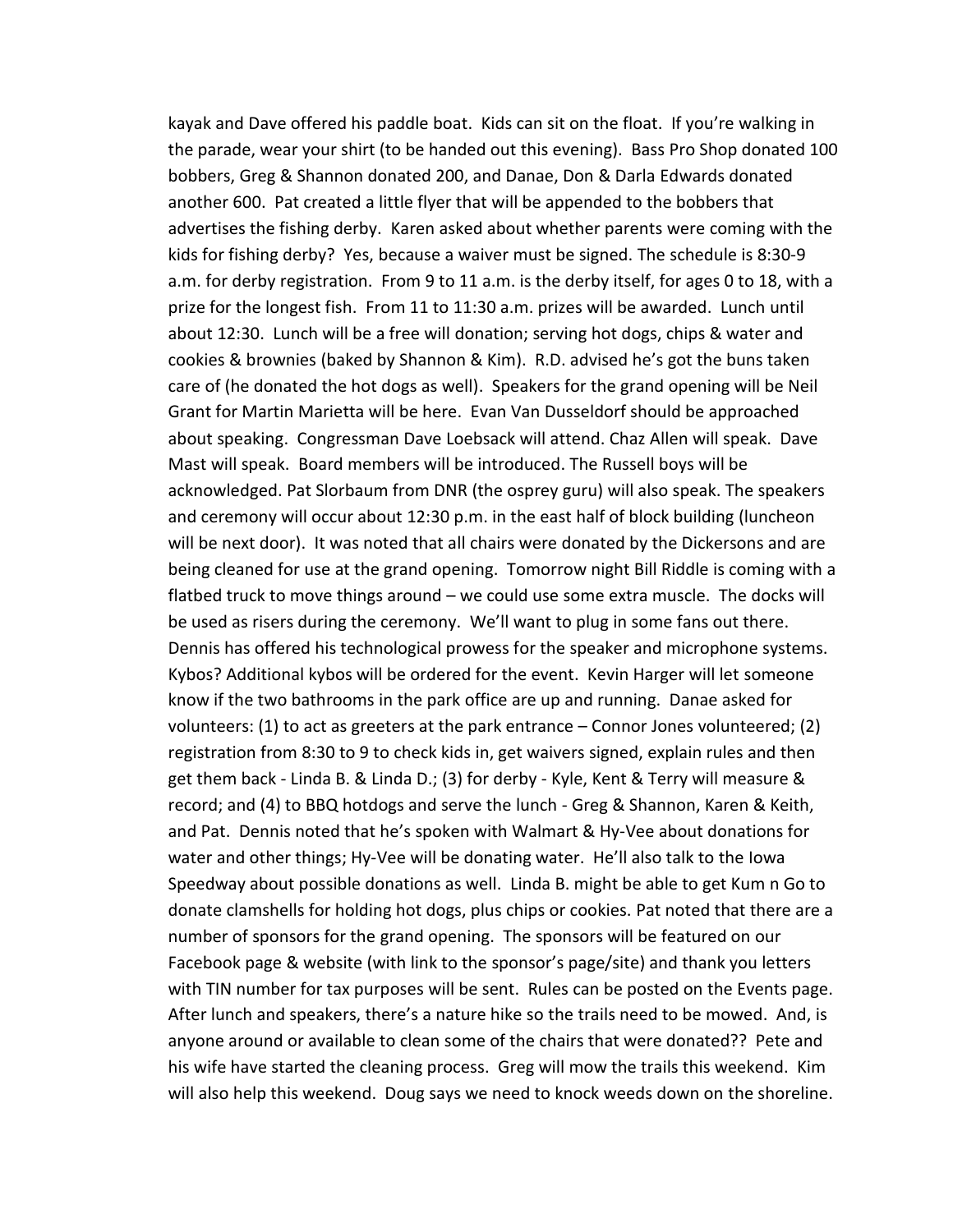kayak and Dave offered his paddle boat. Kids can sit on the float. If you're walking in the parade, wear your shirt (to be handed out this evening). Bass Pro Shop donated 100 bobbers, Greg & Shannon donated 200, and Danae, Don & Darla Edwards donated another 600. Pat created a little flyer that will be appended to the bobbers that advertises the fishing derby. Karen asked about whether parents were coming with the kids for fishing derby? Yes, because a waiver must be signed. The schedule is 8:30-9 a.m. for derby registration. From 9 to 11 a.m. is the derby itself, for ages 0 to 18, with a prize for the longest fish. From 11 to 11:30 a.m. prizes will be awarded. Lunch until about 12:30. Lunch will be a free will donation; serving hot dogs, chips & water and cookies & brownies (baked by Shannon & Kim). R.D. advised he's got the buns taken care of (he donated the hot dogs as well). Speakers for the grand opening will be Neil Grant for Martin Marietta will be here. Evan Van Dusseldorf should be approached about speaking. Congressman Dave Loebsack will attend. Chaz Allen will speak. Dave Mast will speak. Board members will be introduced. The Russell boys will be acknowledged. Pat Slorbaum from DNR (the osprey guru) will also speak. The speakers and ceremony will occur about 12:30 p.m. in the east half of block building (luncheon will be next door). It was noted that all chairs were donated by the Dickersons and are being cleaned for use at the grand opening. Tomorrow night Bill Riddle is coming with a flatbed truck to move things around – we could use some extra muscle. The docks will be used as risers during the ceremony. We'll want to plug in some fans out there. Dennis has offered his technological prowess for the speaker and microphone systems. Kybos? Additional kybos will be ordered for the event. Kevin Harger will let someone know if the two bathrooms in the park office are up and running. Danae asked for volunteers: (1) to act as greeters at the park entrance – Connor Jones volunteered; (2) registration from 8:30 to 9 to check kids in, get waivers signed, explain rules and then get them back - Linda B. & Linda D.; (3) for derby - Kyle, Kent & Terry will measure & record; and (4) to BBQ hotdogs and serve the lunch - Greg & Shannon, Karen & Keith, and Pat. Dennis noted that he's spoken with Walmart & Hy-Vee about donations for water and other things; Hy-Vee will be donating water. He'll also talk to the Iowa Speedway about possible donations as well. Linda B. might be able to get Kum n Go to donate clamshells for holding hot dogs, plus chips or cookies. Pat noted that there are a number of sponsors for the grand opening. The sponsors will be featured on our Facebook page & website (with link to the sponsor's page/site) and thank you letters with TIN number for tax purposes will be sent. Rules can be posted on the Events page. After lunch and speakers, there's a nature hike so the trails need to be mowed. And, is anyone around or available to clean some of the chairs that were donated?? Pete and his wife have started the cleaning process. Greg will mow the trails this weekend. Kim will also help this weekend. Doug says we need to knock weeds down on the shoreline.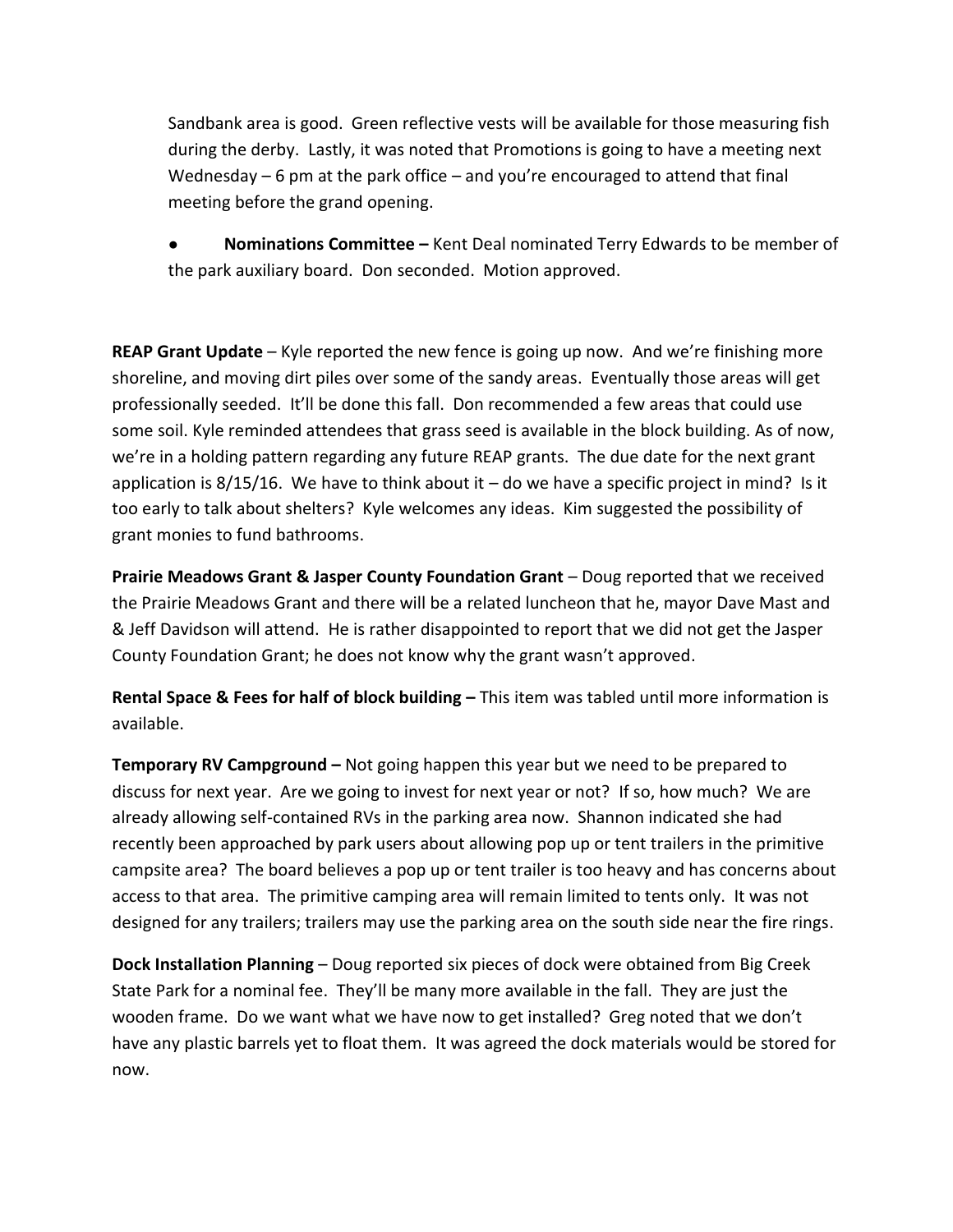Sandbank area is good. Green reflective vests will be available for those measuring fish during the derby. Lastly, it was noted that Promotions is going to have a meeting next Wednesday – 6 pm at the park office – and you're encouraged to attend that final meeting before the grand opening.

- **Nominations Committee –** Kent Deal nominated Terry Edwards to be member of the park auxiliary board. Don seconded. Motion approved.

**REAP Grant Update** – Kyle reported the new fence is going up now. And we're finishing more shoreline, and moving dirt piles over some of the sandy areas. Eventually those areas will get professionally seeded. It'll be done this fall. Don recommended a few areas that could use some soil. Kyle reminded attendees that grass seed is available in the block building. As of now, we're in a holding pattern regarding any future REAP grants. The due date for the next grant application is 8/15/16. We have to think about it – do we have a specific project in mind? Is it too early to talk about shelters? Kyle welcomes any ideas. Kim suggested the possibility of grant monies to fund bathrooms.

**Prairie Meadows Grant & Jasper County Foundation Grant** – Doug reported that we received the Prairie Meadows Grant and there will be a related luncheon that he, mayor Dave Mast and & Jeff Davidson will attend. He is rather disappointed to report that we did not get the Jasper County Foundation Grant; he does not know why the grant wasn't approved.

**Rental Space & Fees for half of block building –** This item was tabled until more information is available.

**Temporary RV Campground –** Not going happen this year but we need to be prepared to discuss for next year. Are we going to invest for next year or not? If so, how much? We are already allowing self-contained RVs in the parking area now. Shannon indicated she had recently been approached by park users about allowing pop up or tent trailers in the primitive campsite area? The board believes a pop up or tent trailer is too heavy and has concerns about access to that area. The primitive camping area will remain limited to tents only. It was not designed for any trailers; trailers may use the parking area on the south side near the fire rings.

**Dock Installation Planning** – Doug reported six pieces of dock were obtained from Big Creek State Park for a nominal fee. They'll be many more available in the fall. They are just the wooden frame. Do we want what we have now to get installed? Greg noted that we don't have any plastic barrels yet to float them. It was agreed the dock materials would be stored for now.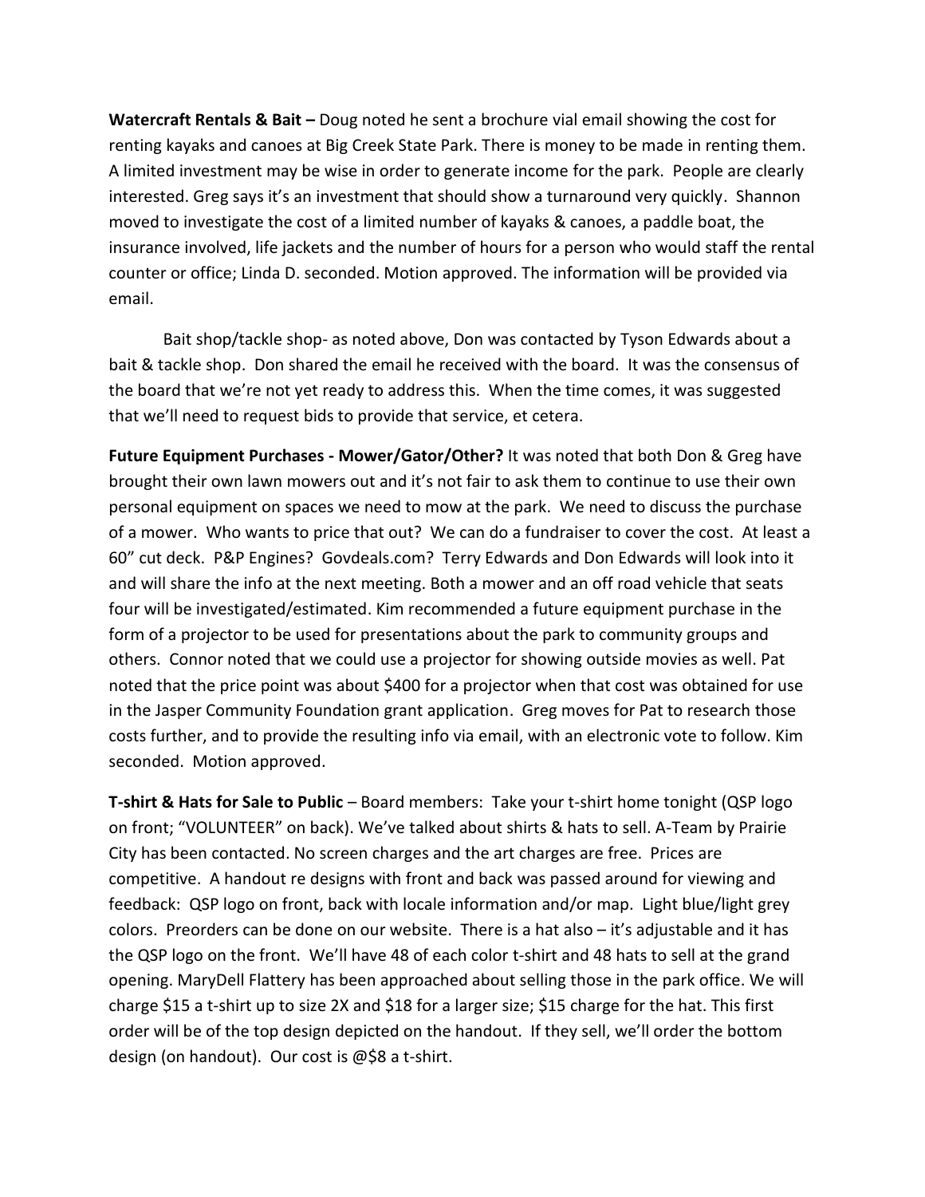**Watercraft Rentals & Bait –** Doug noted he sent a brochure vial email showing the cost for renting kayaks and canoes at Big Creek State Park. There is money to be made in renting them. A limited investment may be wise in order to generate income for the park. People are clearly interested. Greg says it's an investment that should show a turnaround very quickly. Shannon moved to investigate the cost of a limited number of kayaks & canoes, a paddle boat, the insurance involved, life jackets and the number of hours for a person who would staff the rental counter or office; Linda D. seconded. Motion approved. The information will be provided via email.

Bait shop/tackle shop- as noted above, Don was contacted by Tyson Edwards about a bait & tackle shop. Don shared the email he received with the board. It was the consensus of the board that we're not yet ready to address this. When the time comes, it was suggested that we'll need to request bids to provide that service, et cetera.

**Future Equipment Purchases - Mower/Gator/Other?** It was noted that both Don & Greg have brought their own lawn mowers out and it's not fair to ask them to continue to use their own personal equipment on spaces we need to mow at the park. We need to discuss the purchase of a mower. Who wants to price that out? We can do a fundraiser to cover the cost. At least a 60" cut deck. P&P Engines? Govdeals.com? Terry Edwards and Don Edwards will look into it and will share the info at the next meeting. Both a mower and an off road vehicle that seats four will be investigated/estimated. Kim recommended a future equipment purchase in the form of a projector to be used for presentations about the park to community groups and others. Connor noted that we could use a projector for showing outside movies as well. Pat noted that the price point was about $400 for a projector when that cost was obtained for use in the Jasper Community Foundation grant application. Greg moves for Pat to research those costs further, and to provide the resulting info via email, with an electronic vote to follow. Kim seconded. Motion approved.

**T-shirt & Hats for Sale to Public** – Board members: Take your t-shirt home tonight (QSP logo on front; "VOLUNTEER" on back). We've talked about shirts & hats to sell. A-Team by Prairie City has been contacted. No screen charges and the art charges are free. Prices are competitive. A handout re designs with front and back was passed around for viewing and feedback: QSP logo on front, back with locale information and/or map. Light blue/light grey colors. Preorders can be done on our website. There is a hat also – it's adjustable and it has the QSP logo on the front. We'll have 48 of each color t-shirt and 48 hats to sell at the grand opening. MaryDell Flattery has been approached about selling those in the park office. We will charge $15 a t-shirt up to size 2X and $18 for a larger size; $15 charge for the hat. This first order will be of the top design depicted on the handout. If they sell, we'll order the bottom design (on handout). Our cost is @$8 a t-shirt.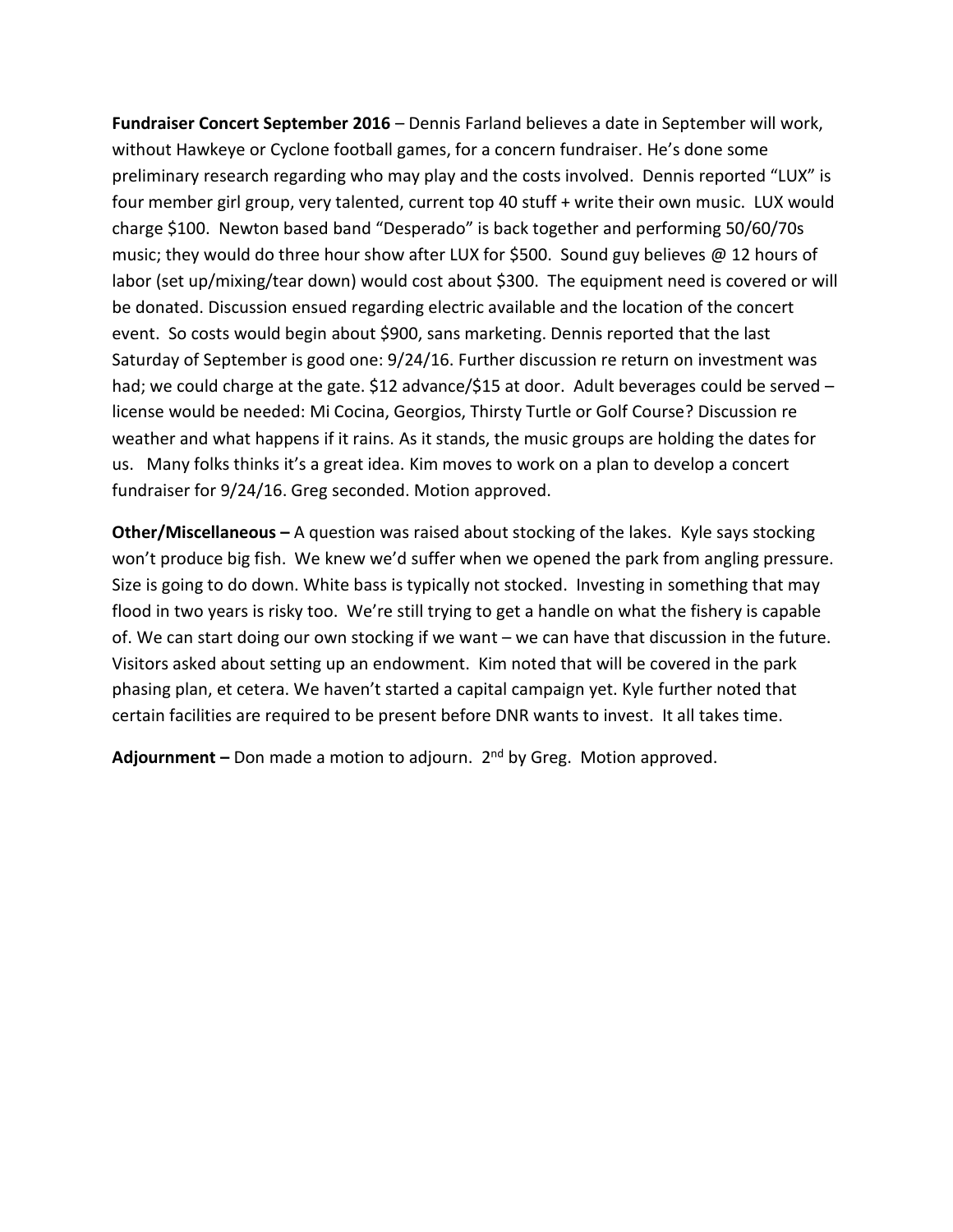**Fundraiser Concert September 2016** – Dennis Farland believes a date in September will work, without Hawkeye or Cyclone football games, for a concern fundraiser. He's done some preliminary research regarding who may play and the costs involved. Dennis reported "LUX" is four member girl group, very talented, current top 40 stuff + write their own music. LUX would charge $100. Newton based band "Desperado" is back together and performing 50/60/70s music; they would do three hour show after LUX for $500. Sound guy believes @ 12 hours of labor (set up/mixing/tear down) would cost about $300. The equipment need is covered or will be donated. Discussion ensued regarding electric available and the location of the concert event. So costs would begin about $900, sans marketing. Dennis reported that the last Saturday of September is good one: 9/24/16. Further discussion re return on investment was had; we could charge at the gate. $12 advance/$15 at door. Adult beverages could be served – license would be needed: Mi Cocina, Georgios, Thirsty Turtle or Golf Course? Discussion re weather and what happens if it rains. As it stands, the music groups are holding the dates for us. Many folks thinks it's a great idea. Kim moves to work on a plan to develop a concert fundraiser for 9/24/16. Greg seconded. Motion approved.

**Other/Miscellaneous –** A question was raised about stocking of the lakes. Kyle says stocking won't produce big fish. We knew we'd suffer when we opened the park from angling pressure. Size is going to do down. White bass is typically not stocked. Investing in something that may flood in two years is risky too. We're still trying to get a handle on what the fishery is capable of. We can start doing our own stocking if we want – we can have that discussion in the future. Visitors asked about setting up an endowment. Kim noted that will be covered in the park phasing plan, et cetera. We haven't started a capital campaign yet. Kyle further noted that certain facilities are required to be present before DNR wants to invest. It all takes time.

**Adjournment –** Don made a motion to adjourn. 2nd by Greg. Motion approved.